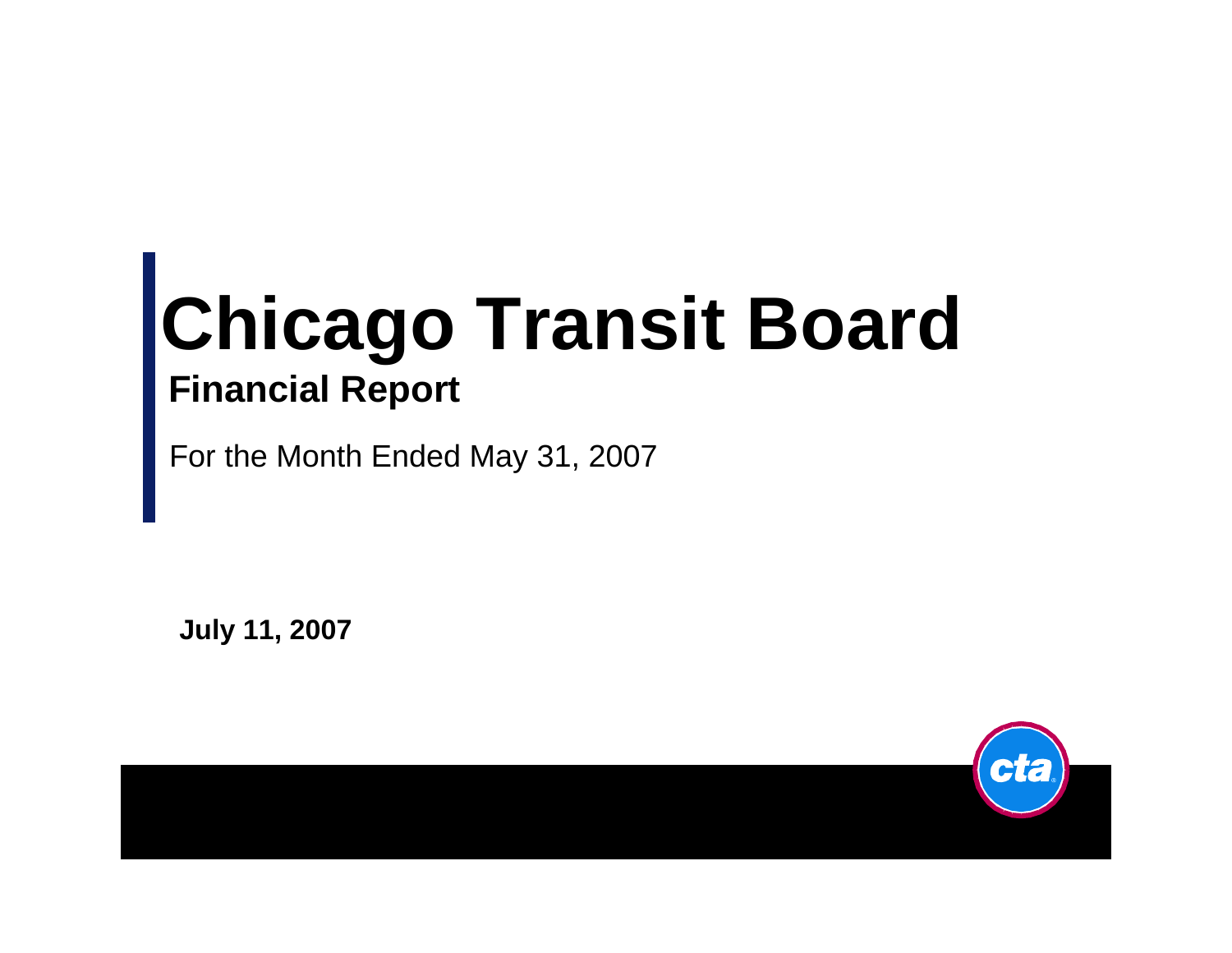# Chicago Transit Board

## Financial Report

For the Month Ended May 31, 2007

**July 11, 2007**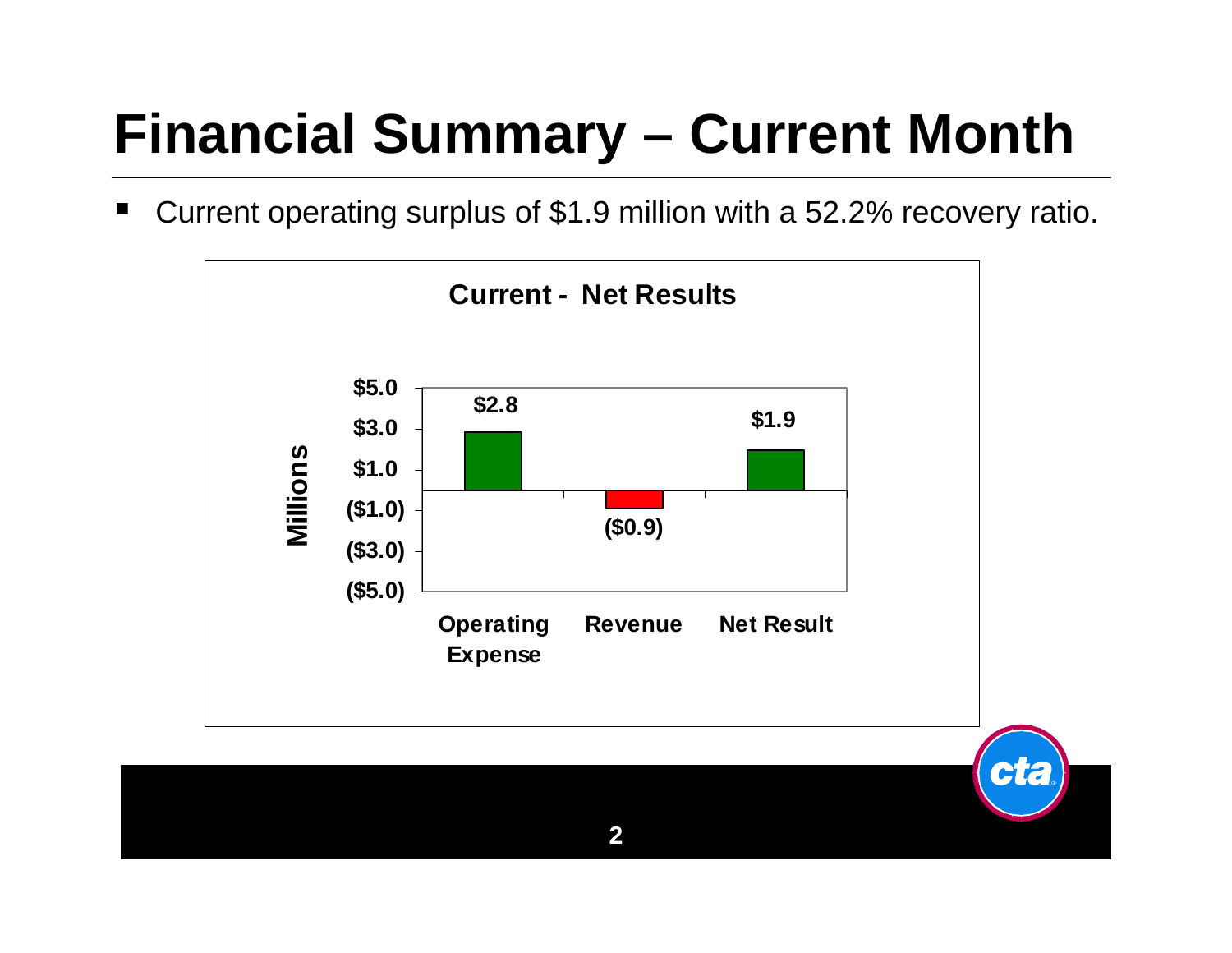# Financial Summary – Current Month

- Current operating surplus of $1.9 million with a 52.2% recovery ratio.

**Current - Net Results**

| | Millions |
|---|---|
| Operating Expense | $2.8 |
| Revenue | ($0.9) |
| Net Result | $1.9 |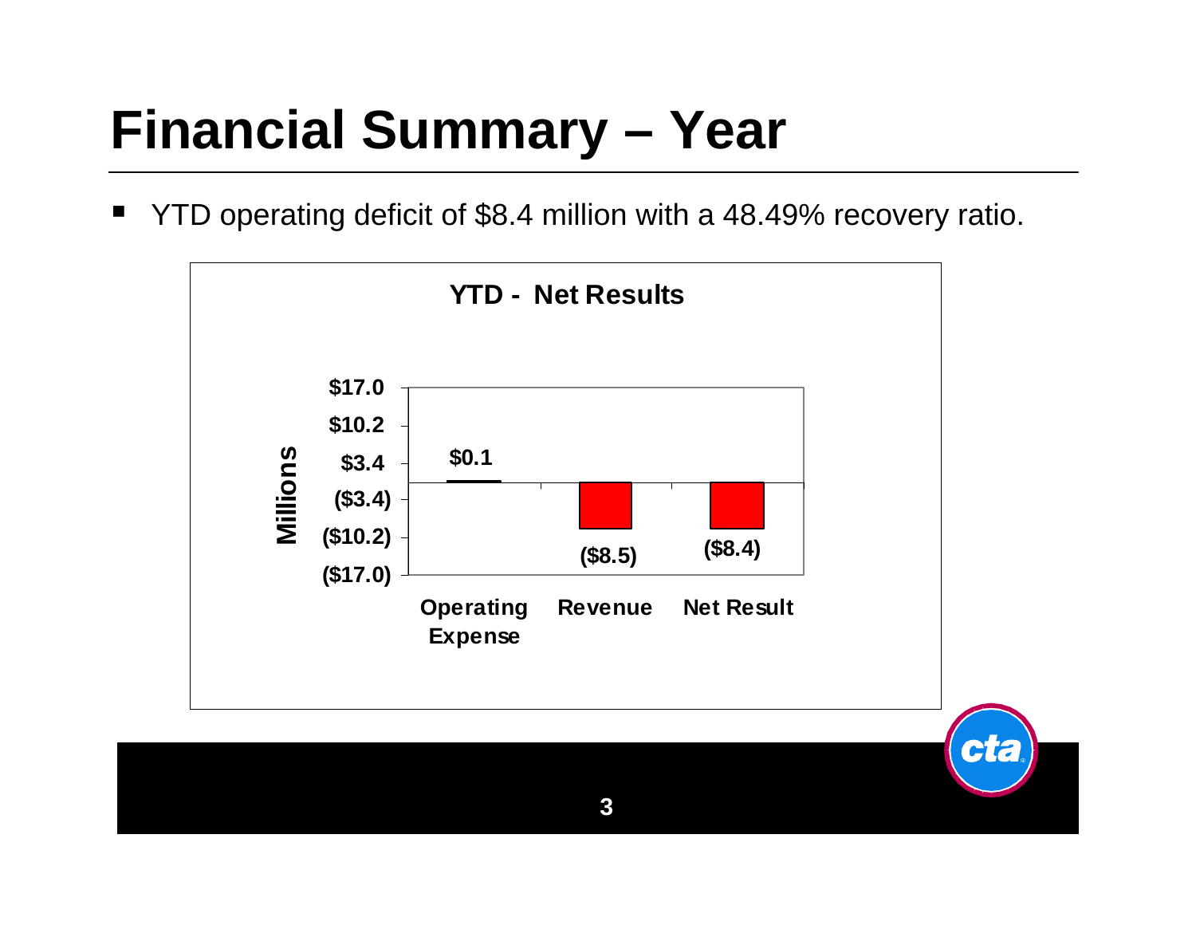# Financial Summary – Year

- YTD operating deficit of $8.4 million with a 48.49% recovery ratio.

**YTD - Net Results**

| | Operating Expense | Revenue | Net Result |
|---|---|---|---|
| Millions | $0.1 | ($8.5) | ($8.4) |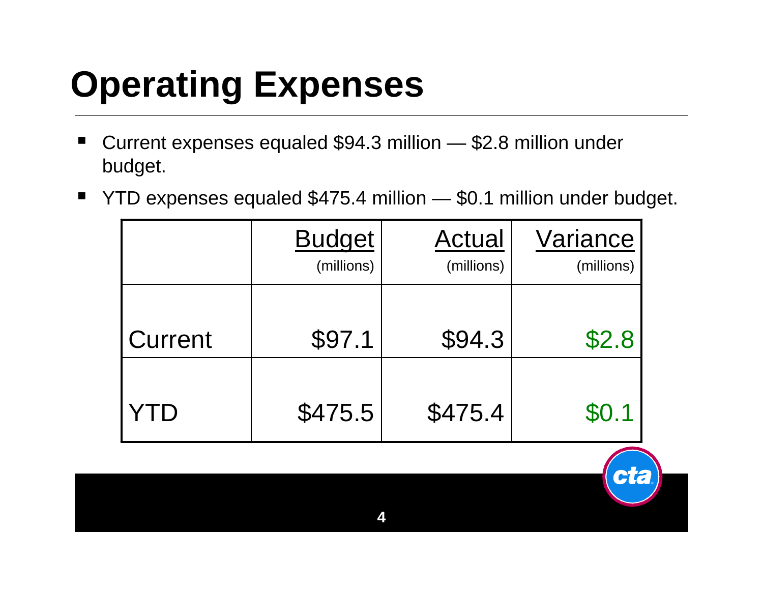# Operating Expenses

- Current expenses equaled $94.3 million — $2.8 million under budget.
- YTD expenses equaled $475.4 million — $0.1 million under budget.

| | Budget (millions) | Actual (millions) | Variance (millions) |
|---|---|---|---|
| Current | $97.1 | $94.3 | $2.8 |
| YTD | $475.5 | $475.4 | $0.1 |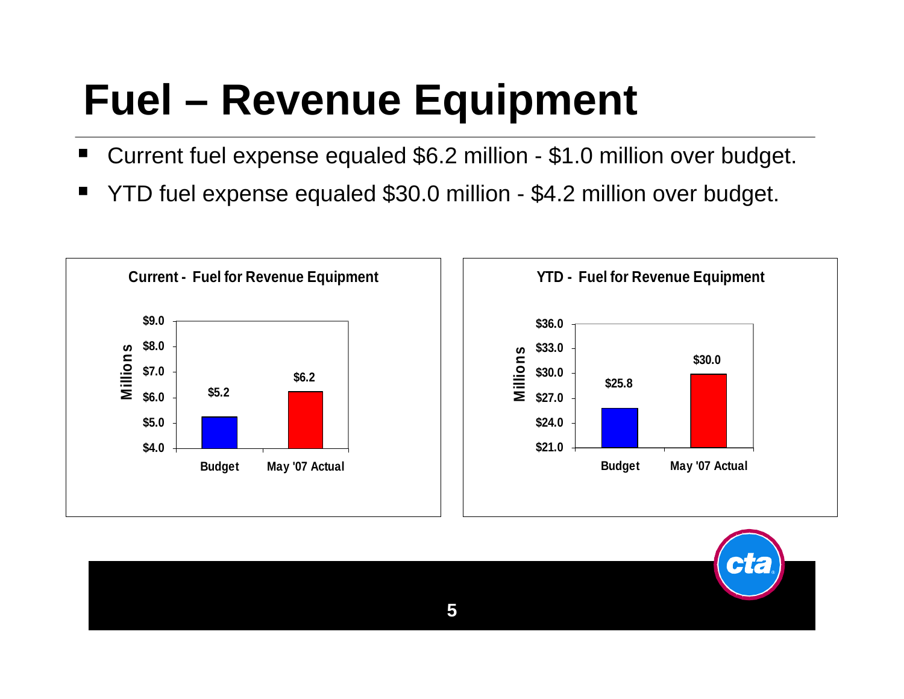# Fuel – Revenue Equipment

- Current fuel expense equaled $6.2 million - $1.0 million over budget.
- YTD fuel expense equaled $30.0 million - $4.2 million over budget.

**Current - Fuel for Revenue Equipment**

| | Budget | May '07 Actual |
|---|---|---|
| Millions | $5.2 | $6.2 |

**YTD - Fuel for Revenue Equipment**

| | Budget | May '07 Actual |
|---|---|---|
| Millions | $25.8 | $30.0 |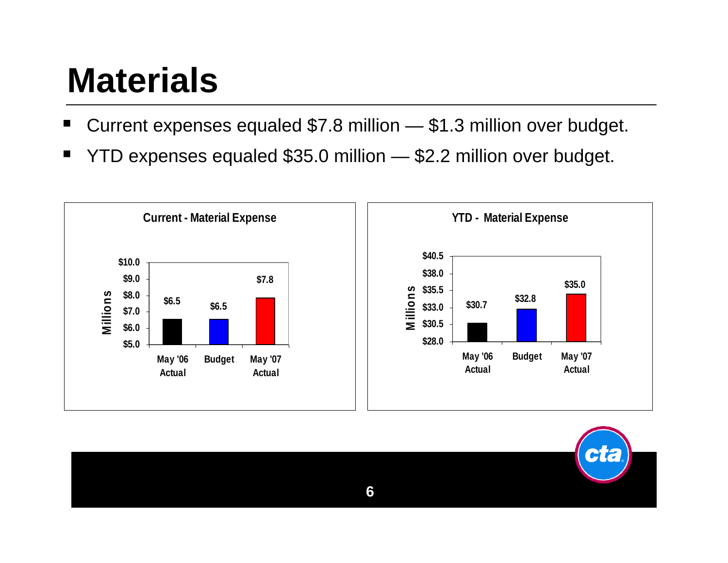# Materials

- Current expenses equaled $7.8 million — $1.3 million over budget.
- YTD expenses equaled $35.0 million — $2.2 million over budget.

**Current - Material Expense**

| | May '06 Actual | Budget | May '07 Actual |
|---|---|---|---|
| Millions | $6.5 | $6.5 | $7.8 |

**YTD - Material Expense**

| | May '06 Actual | Budget | May '07 Actual |
|---|---|---|---|
| Millions | $30.7 | $32.8 | $35.0 |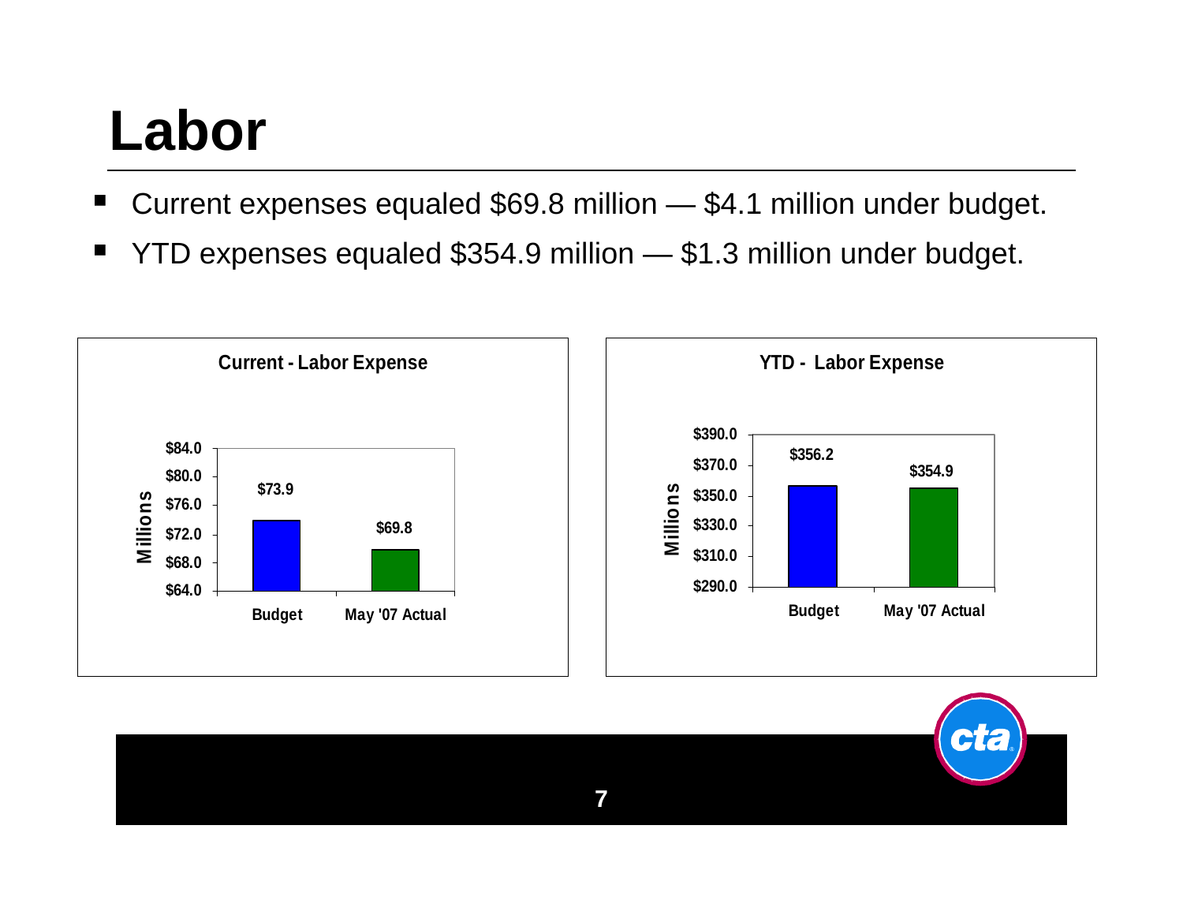# Labor

- Current expenses equaled $69.8 million — $4.1 million under budget.
- YTD expenses equaled $354.9 million — $1.3 million under budget.

**Current - Labor Expense**

| | Budget | May '07 Actual |
|---|---|---|
| Millions | $73.9 | $69.8 |

**YTD - Labor Expense**

| | Budget | May '07 Actual |
|---|---|---|
| Millions | $356.2 | $354.9 |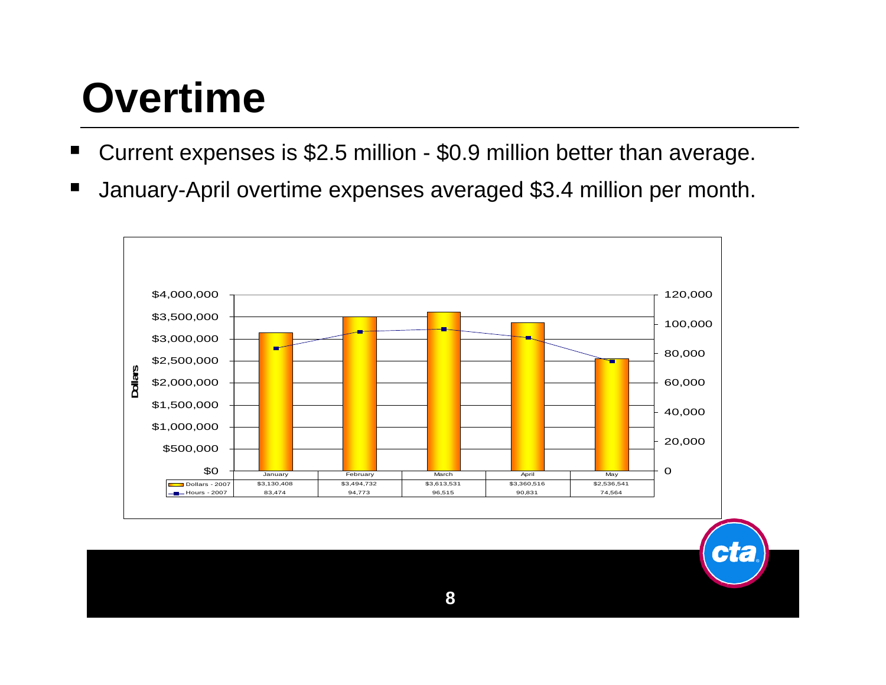# Overtime

- Current expenses is $2.5 million - $0.9 million better than average.
- January-April overtime expenses averaged $3.4 million per month.

| | January | February | March | April | May |
|---|---|---|---|---|---|
| Dollars - 2007 | $3,130,408 | $3,494,732 | $3,613,531 | $3,360,516 | $2,536,541 |
| Hours - 2007 | 83,474 | 94,773 | 96,515 | 90,831 | 74,564 |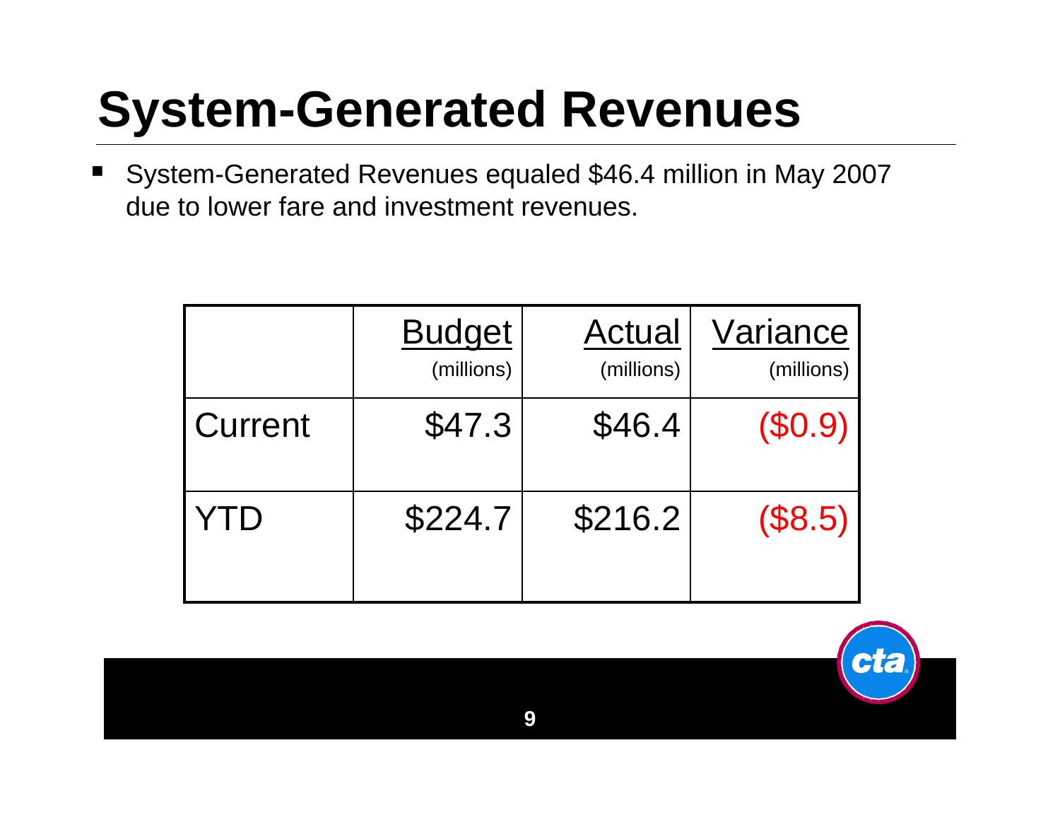# System-Generated Revenues

- System-Generated Revenues equaled $46.4 million in May 2007 due to lower fare and investment revenues.

| | Budget (millions) | Actual (millions) | Variance (millions) |
|---|---|---|---|
| Current | $47.3 | $46.4 | ($0.9) |
| YTD | $224.7 | $216.2 | ($8.5) |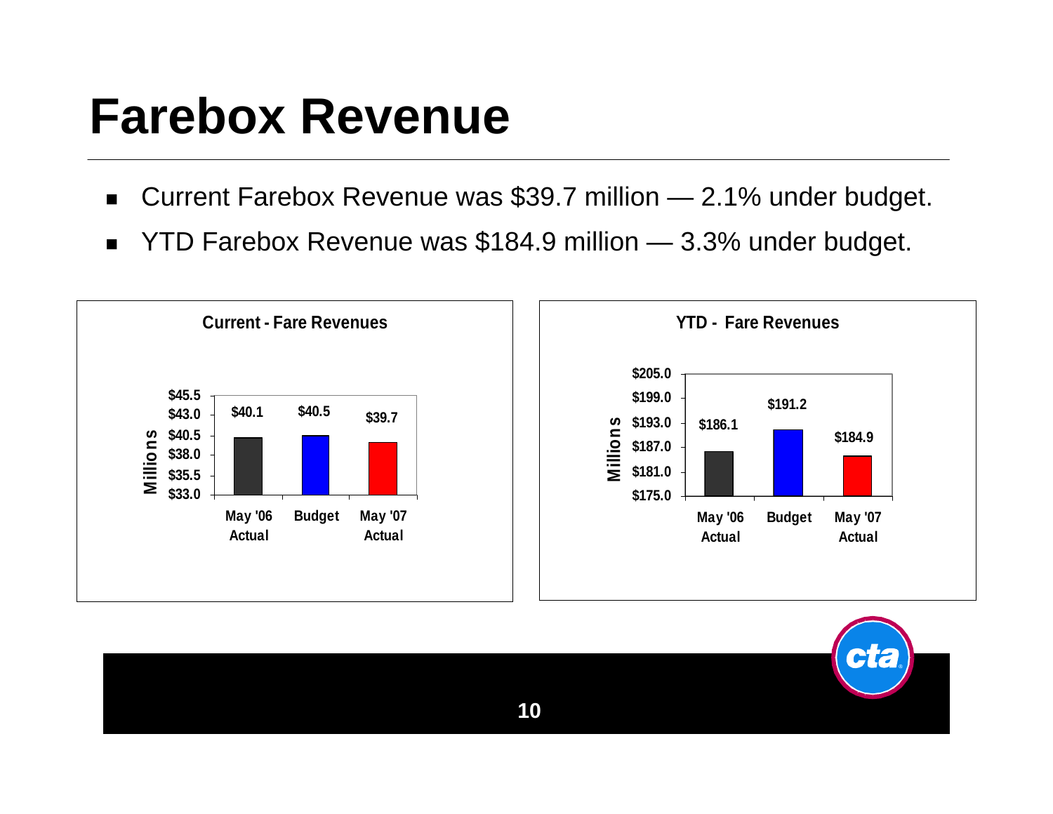# Farebox Revenue

- Current Farebox Revenue was $39.7 million — 2.1% under budget.
- YTD Farebox Revenue was $184.9 million — 3.3% under budget.

**Current - Fare Revenues** (Millions)

| May '06 Actual | Budget | May '07 Actual |
| --- | --- | --- |
| $40.1 | $40.5 | $39.7 |

**YTD - Fare Revenues** (Millions)

| May '06 Actual | Budget | May '07 Actual |
| --- | --- | --- |
| $186.1 | $191.2 | $184.9 |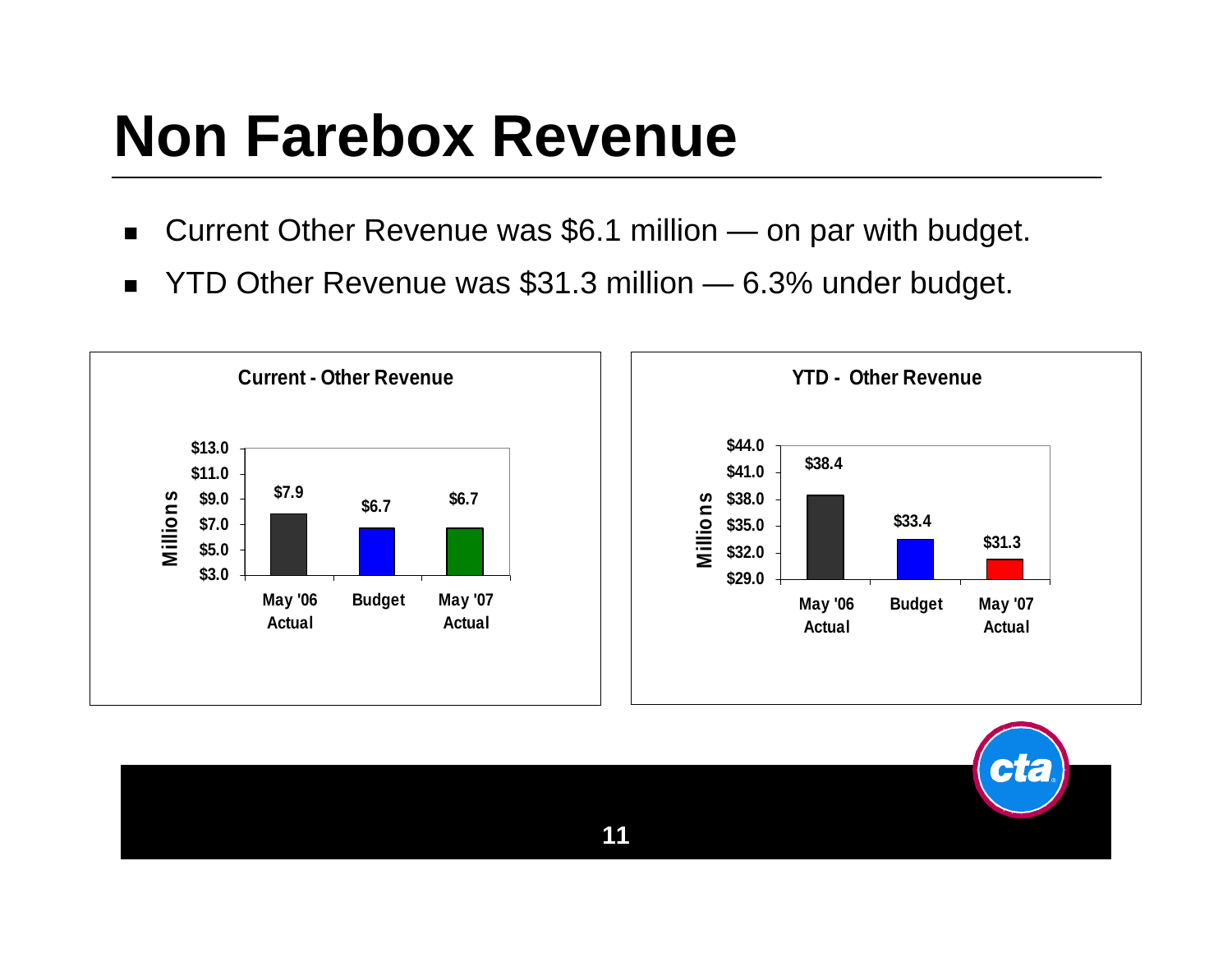# Non Farebox Revenue

- Current Other Revenue was $6.1 million — on par with budget.
- YTD Other Revenue was $31.3 million — 6.3% under budget.

**Current - Other Revenue** (Millions)

| | May '06 Actual | Budget | May '07 Actual |
|---|---|---|---|
| Current - Other Revenue | $7.9 | $6.7 | $6.7 |

**YTD - Other Revenue** (Millions)

| | May '06 Actual | Budget | May '07 Actual |
|---|---|---|---|
| YTD - Other Revenue | $38.4 | $33.4 | $31.3 |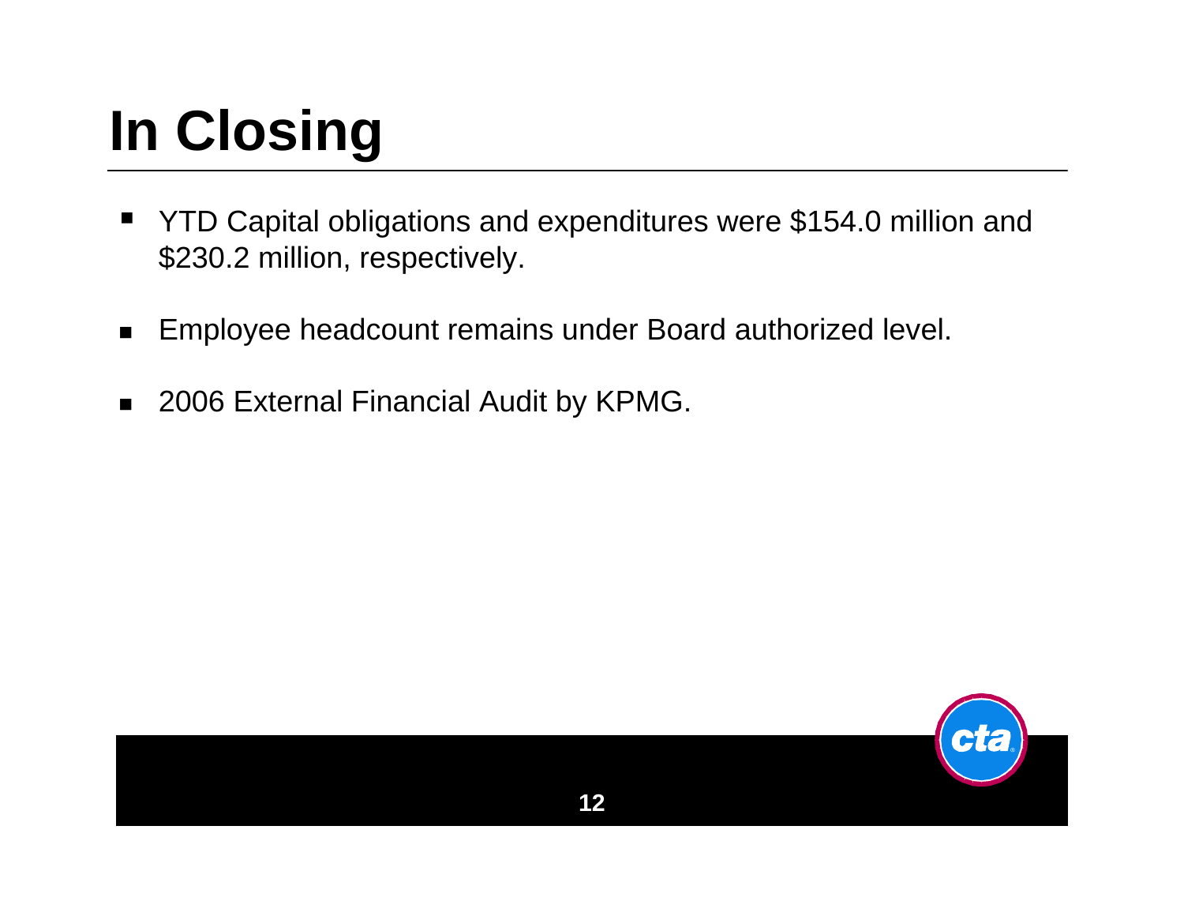# In Closing

- YTD Capital obligations and expenditures were $154.0 million and $230.2 million, respectively.
- Employee headcount remains under Board authorized level.
- 2006 External Financial Audit by KPMG.